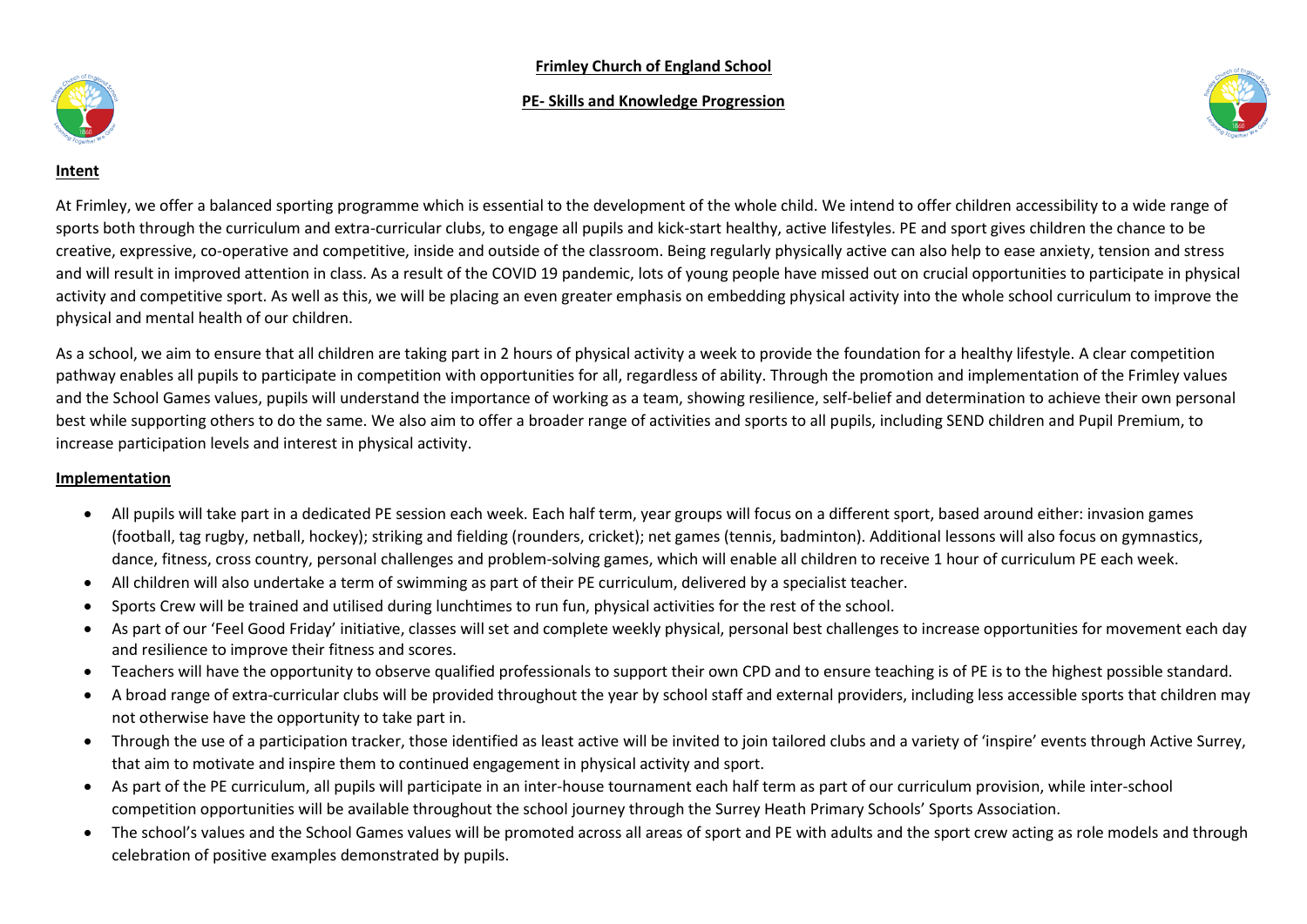# Frimley Church of England School

## PE- Skills and Knowledge Progression

### Intent

At Frimley, we offer a balanced sporting programme which is essential to the development of the whole child. We intend to offer children accessibility to a wide range of sports both through the curriculum and extra-curricular clubs, to engage all pupils and kick-start healthy, active lifestyles. PE and sport gives children the chance to be creative, expressive, co-operative and competitive, inside and outside of the classroom. Being regularly physically active can also help to ease anxiety, tension and stress and will result in improved attention in class. As a result of the COVID 19 pandemic, lots of young people have missed out on crucial opportunities to participate in physical activity and competitive sport. As well as this, we will be placing an even greater emphasis on embedding physical activity into the whole school curriculum to improve the physical and mental health of our children.

As a school, we aim to ensure that all children are taking part in 2 hours of physical activity a week to provide the foundation for a healthy lifestyle. A clear competition pathway enables all pupils to participate in competition with opportunities for all, regardless of ability. Through the promotion and implementation of the Frimley values and the School Games values, pupils will understand the importance of working as a team, showing resilience, self-belief and determination to achieve their own personal best while supporting others to do the same. We also aim to offer a broader range of activities and sports to all pupils, including SEND children and Pupil Premium, to increase participation levels and interest in physical activity.

### Implementation

- All pupils will take part in a dedicated PE session each week. Each half term, year groups will focus on a different sport, based around either: invasion games (football, tag rugby, netball, hockey); striking and fielding (rounders, cricket); net games (tennis, badminton). Additional lessons will also focus on gymnastics, dance, fitness, cross country, personal challenges and problem-solving games, which will enable all children to receive 1 hour of curriculum PE each week.
- All children will also undertake a term of swimming as part of their PE curriculum, delivered by a specialist teacher.
- Sports Crew will be trained and utilised during lunchtimes to run fun, physical activities for the rest of the school.
- As part of our 'Feel Good Friday' initiative, classes will set and complete weekly physical, personal best challenges to increase opportunities for movement each day and resilience to improve their fitness and scores.
- Teachers will have the opportunity to observe qualified professionals to support their own CPD and to ensure teaching is of PE is to the highest possible standard.
- A broad range of extra-curricular clubs will be provided throughout the year by school staff and external providers, including less accessible sports that children may not otherwise have the opportunity to take part in.
- Through the use of a participation tracker, those identified as least active will be invited to join tailored clubs and a variety of 'inspire' events through Active Surrey, that aim to motivate and inspire them to continued engagement in physical activity and sport.
- As part of the PE curriculum, all pupils will participate in an inter-house tournament each half term as part of our curriculum provision, while inter-school competition opportunities will be available throughout the school journey through the Surrey Heath Primary Schools' Sports Association.
- The school's values and the School Games values will be promoted across all areas of sport and PE with adults and the sport crew acting as role models and through celebration of positive examples demonstrated by pupils.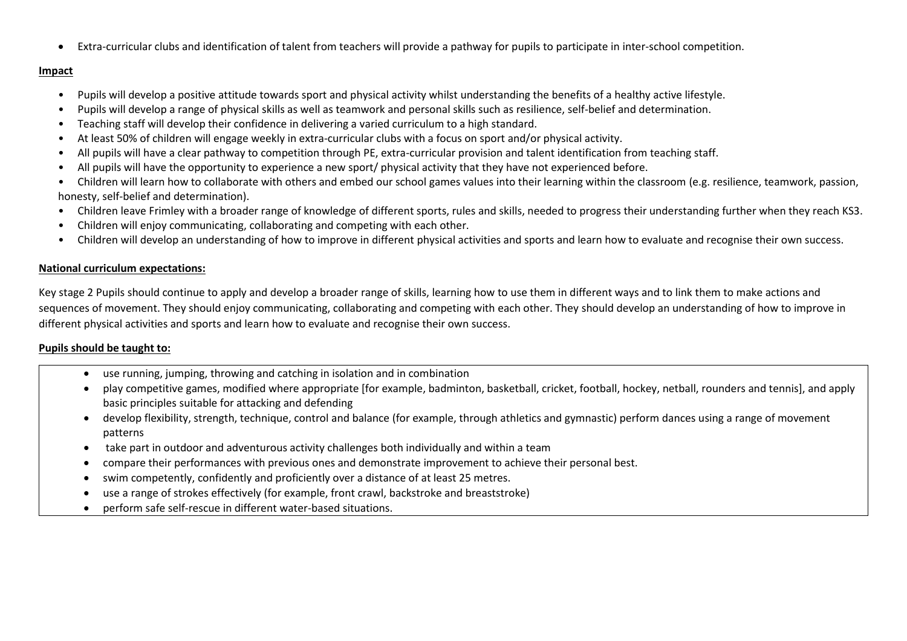- Extra-curricular clubs and identification of talent from teachers will provide a pathway for pupils to participate in inter-school competition.

**Impact**

- Pupils will develop a positive attitude towards sport and physical activity whilst understanding the benefits of a healthy active lifestyle.
- Pupils will develop a range of physical skills as well as teamwork and personal skills such as resilience, self-belief and determination.
- Teaching staff will develop their confidence in delivering a varied curriculum to a high standard.
- At least 50% of children will engage weekly in extra-curricular clubs with a focus on sport and/or physical activity.
- All pupils will have a clear pathway to competition through PE, extra-curricular provision and talent identification from teaching staff.
- All pupils will have the opportunity to experience a new sport/ physical activity that they have not experienced before.
- Children will learn how to collaborate with others and embed our school games values into their learning within the classroom (e.g. resilience, teamwork, passion, honesty, self-belief and determination).
- Children leave Frimley with a broader range of knowledge of different sports, rules and skills, needed to progress their understanding further when they reach KS3.
- Children will enjoy communicating, collaborating and competing with each other.
- Children will develop an understanding of how to improve in different physical activities and sports and learn how to evaluate and recognise their own success.

**National curriculum expectations:**

Key stage 2 Pupils should continue to apply and develop a broader range of skills, learning how to use them in different ways and to link them to make actions and sequences of movement. They should enjoy communicating, collaborating and competing with each other. They should develop an understanding of how to improve in different physical activities and sports and learn how to evaluate and recognise their own success.

**Pupils should be taught to:**

- use running, jumping, throwing and catching in isolation and in combination
- play competitive games, modified where appropriate [for example, badminton, basketball, cricket, football, hockey, netball, rounders and tennis], and apply basic principles suitable for attacking and defending
- develop flexibility, strength, technique, control and balance (for example, through athletics and gymnastic) perform dances using a range of movement patterns
- take part in outdoor and adventurous activity challenges both individually and within a team
- compare their performances with previous ones and demonstrate improvement to achieve their personal best.
- swim competently, confidently and proficiently over a distance of at least 25 metres.
- use a range of strokes effectively (for example, front crawl, backstroke and breaststroke)
- perform safe self-rescue in different water-based situations.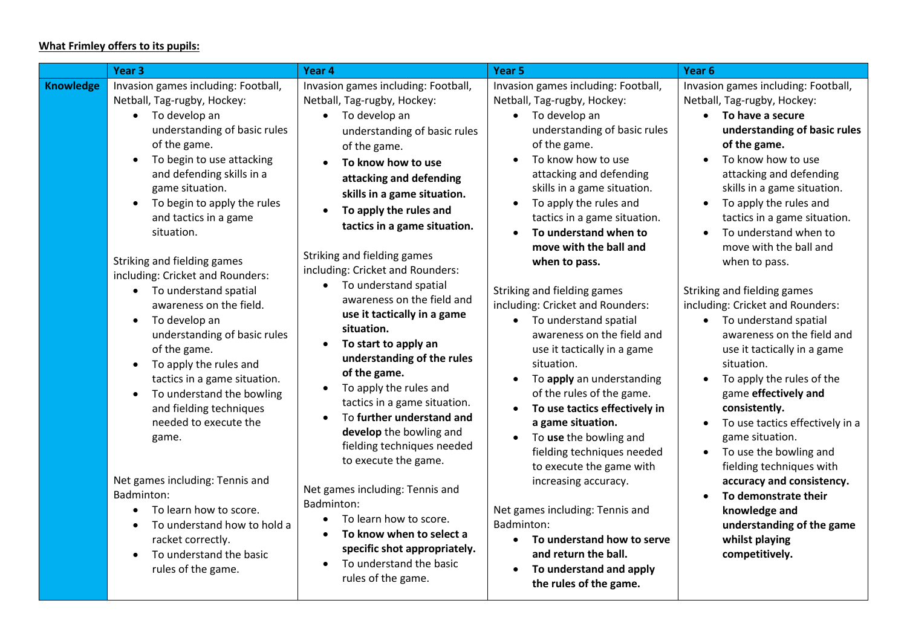**What Frimley offers to its pupils:**

| | Year 3 | Year 4 | Year 5 | Year 6 |
|---|---|---|---|---|
| **Knowledge** | Invasion games including: Football, Netball, Tag-rugby, Hockey:<br>• To develop an understanding of basic rules of the game.<br>• To begin to use attacking and defending skills in a game situation.<br>• To begin to apply the rules and tactics in a game situation.<br><br>Striking and fielding games including: Cricket and Rounders:<br>• To understand spatial awareness on the field.<br>• To develop an understanding of basic rules of the game.<br>• To apply the rules and tactics in a game situation.<br>• To understand the bowling and fielding techniques needed to execute the game.<br><br>Net games including: Tennis and Badminton:<br>• To learn how to score.<br>• To understand how to hold a racket correctly.<br>• To understand the basic rules of the game. | Invasion games including: Football, Netball, Tag-rugby, Hockey:<br>• To develop an understanding of basic rules of the game.<br>• **To know how to use attacking and defending skills in a game situation.**<br>• **To apply the rules and tactics in a game situation.**<br><br>Striking and fielding games including: Cricket and Rounders:<br>• To understand spatial awareness on the field and **use it tactically in a game situation.**<br>• **To start to apply an understanding of the rules of the game.**<br>• To apply the rules and tactics in a game situation.<br>• To **further understand and develop** the bowling and fielding techniques needed to execute the game.<br><br>Net games including: Tennis and Badminton:<br>• To learn how to score.<br>• **To know when to select a specific shot appropriately.**<br>• To understand the basic rules of the game. | Invasion games including: Football, Netball, Tag-rugby, Hockey:<br>• To develop an understanding of basic rules of the game.<br>• To know how to use attacking and defending skills in a game situation.<br>• To apply the rules and tactics in a game situation.<br>• **To understand when to move with the ball and when to pass.**<br><br>Striking and fielding games including: Cricket and Rounders:<br>• To understand spatial awareness on the field and use it tactically in a game situation.<br>• To **apply** an understanding of the rules of the game.<br>• **To use tactics effectively in a game situation.**<br>• To **use** the bowling and fielding techniques needed to execute the game with increasing accuracy.<br><br>Net games including: Tennis and Badminton:<br>• **To understand how to serve and return the ball.**<br>• **To understand and apply the rules of the game.** | Invasion games including: Football, Netball, Tag-rugby, Hockey:<br>• **To have a secure understanding of basic rules of the game.**<br>• To know how to use attacking and defending skills in a game situation.<br>• To apply the rules and tactics in a game situation.<br>• To understand when to move with the ball and when to pass.<br><br>Striking and fielding games including: Cricket and Rounders:<br>• To understand spatial awareness on the field and use it tactically in a game situation.<br>• To apply the rules of the game **effectively and consistently.**<br>• To use tactics effectively in a game situation.<br>• To use the bowling and fielding techniques with **accuracy and consistency.**<br>• **To demonstrate their knowledge and understanding of the game whilst playing competitively.** |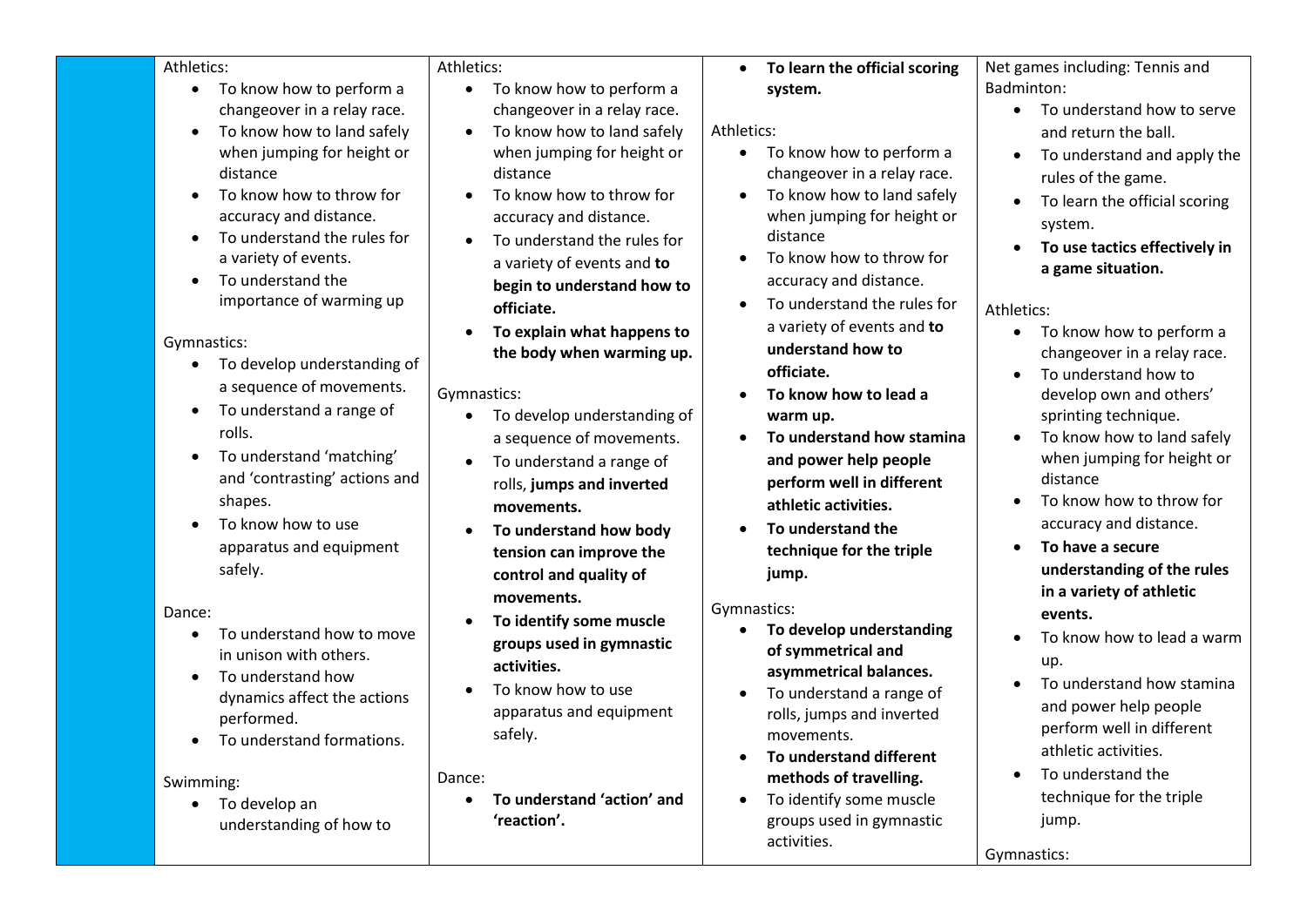| | | | | |
|---|---|---|---|---|
| | Athletics:<br>• To know how to perform a changeover in a relay race.<br>• To know how to land safely when jumping for height or distance<br>• To know how to throw for accuracy and distance.<br>• To understand the rules for a variety of events.<br>• To understand the importance of warming up<br><br>Gymnastics:<br>• To develop understanding of a sequence of movements.<br>• To understand a range of rolls.<br>• To understand 'matching' and 'contrasting' actions and shapes.<br>• To know how to use apparatus and equipment safely.<br><br>Dance:<br>• To understand how to move in unison with others.<br>• To understand how dynamics affect the actions performed.<br>• To understand formations.<br><br>Swimming:<br>• To develop an understanding of how to | Athletics:<br>• To know how to perform a changeover in a relay race.<br>• To know how to land safely when jumping for height or distance<br>• To know how to throw for accuracy and distance.<br>• To understand the rules for a variety of events and **to begin to understand how to officiate.**<br>• **To explain what happens to the body when warming up.**<br><br>Gymnastics:<br>• To develop understanding of a sequence of movements.<br>• To understand a range of rolls, **jumps and inverted movements.**<br>• **To understand how body tension can improve the control and quality of movements.**<br>• **To identify some muscle groups used in gymnastic activities.**<br>• To know how to use apparatus and equipment safely.<br><br>Dance:<br>• **To understand 'action' and 'reaction'.** | • **To learn the official scoring system.**<br><br>Athletics:<br>• To know how to perform a changeover in a relay race.<br>• To know how to land safely when jumping for height or distance<br>• To know how to throw for accuracy and distance.<br>• To understand the rules for a variety of events and **to understand how to officiate.**<br>• **To know how to lead a warm up.**<br>• **To understand how stamina and power help people perform well in different athletic activities.**<br>• **To understand the technique for the triple jump.**<br><br>Gymnastics:<br>• **To develop understanding of symmetrical and asymmetrical balances.**<br>• To understand a range of rolls, jumps and inverted movements.<br>• **To understand different methods of travelling.**<br>• To identify some muscle groups used in gymnastic activities. | Net games including: Tennis and Badminton:<br>• To understand how to serve and return the ball.<br>• To understand and apply the rules of the game.<br>• To learn the official scoring system.<br>• **To use tactics effectively in a game situation.**<br><br>Athletics:<br>• To know how to perform a changeover in a relay race.<br>• To understand how to develop own and others' sprinting technique.<br>• To know how to land safely when jumping for height or distance<br>• To know how to throw for accuracy and distance.<br>• **To have a secure understanding of the rules in a variety of athletic events.**<br>• To know how to lead a warm up.<br>• To understand how stamina and power help people perform well in different athletic activities.<br>• To understand the technique for the triple jump.<br><br>Gymnastics: |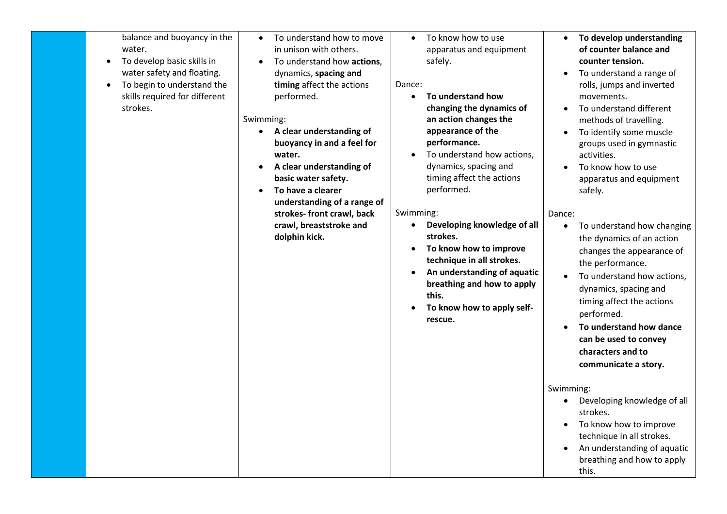|  |  |  |  |  |
|---|---|---|---|---|
|  | balance and buoyancy in the water.<br>• To develop basic skills in water safety and floating.<br>• To begin to understand the skills required for different strokes. | • To understand how to move in unison with others.<br>• To understand how **actions**, dynamics, **spacing and timing** affect the actions performed.<br><br>Swimming:<br>• **A clear understanding of buoyancy in and a feel for water.**<br>• **A clear understanding of basic water safety.**<br>• **To have a clearer understanding of a range of strokes- front crawl, back crawl, breaststroke and dolphin kick.** | • To know how to use apparatus and equipment safely.<br><br>Dance:<br>• **To understand how changing the dynamics of an action changes the appearance of the performance.**<br>• To understand how actions, dynamics, spacing and timing affect the actions performed.<br><br>Swimming:<br>• **Developing knowledge of all strokes.**<br>• **To know how to improve technique in all strokes.**<br>• **An understanding of aquatic breathing and how to apply this.**<br>• **To know how to apply self-rescue.** | • **To develop understanding of counter balance and counter tension.**<br>• To understand a range of rolls, jumps and inverted movements.<br>• To understand different methods of travelling.<br>• To identify some muscle groups used in gymnastic activities.<br>• To know how to use apparatus and equipment safely.<br><br>Dance:<br>• To understand how changing the dynamics of an action changes the appearance of the performance.<br>• To understand how actions, dynamics, spacing and timing affect the actions performed.<br>• **To understand how dance can be used to convey characters and to communicate a story.**<br><br>Swimming:<br>• Developing knowledge of all strokes.<br>• To know how to improve technique in all strokes.<br>• An understanding of aquatic breathing and how to apply this. |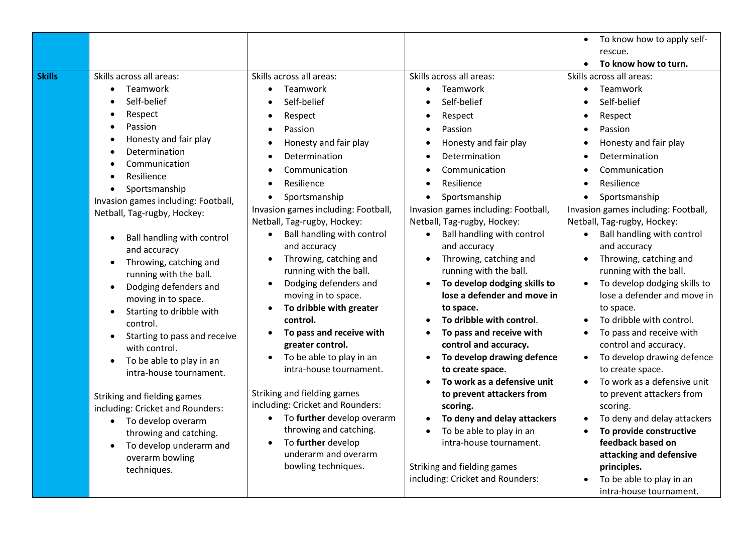| | | | | |
|---|---|---|---|---|
| | | | | • To know how to apply self-rescue.<br>• **To know how to turn.** |
| **Skills** | Skills across all areas:<br>• Teamwork<br>• Self-belief<br>• Respect<br>• Passion<br>• Honesty and fair play<br>• Determination<br>• Communication<br>• Resilience<br>• Sportsmanship<br>Invasion games including: Football, Netball, Tag-rugby, Hockey:<br>• Ball handling with control and accuracy<br>• Throwing, catching and running with the ball.<br>• Dodging defenders and moving in to space.<br>• Starting to dribble with control.<br>• Starting to pass and receive with control.<br>• To be able to play in an intra-house tournament.<br><br>Striking and fielding games including: Cricket and Rounders:<br>• To develop overarm throwing and catching.<br>• To develop underarm and overarm bowling techniques. | Skills across all areas:<br>• Teamwork<br>• Self-belief<br>• Respect<br>• Passion<br>• Honesty and fair play<br>• Determination<br>• Communication<br>• Resilience<br>• Sportsmanship<br>Invasion games including: Football, Netball, Tag-rugby, Hockey:<br>• Ball handling with control and accuracy<br>• Throwing, catching and running with the ball.<br>• Dodging defenders and moving in to space.<br>• **To dribble with greater control.**<br>• **To pass and receive with greater control.**<br>• To be able to play in an intra-house tournament.<br><br>Striking and fielding games including: Cricket and Rounders:<br>• To **further** develop overarm throwing and catching.<br>• To **further** develop underarm and overarm bowling techniques. | Skills across all areas:<br>• Teamwork<br>• Self-belief<br>• Respect<br>• Passion<br>• Honesty and fair play<br>• Determination<br>• Communication<br>• Resilience<br>• Sportsmanship<br>Invasion games including: Football, Netball, Tag-rugby, Hockey:<br>• Ball handling with control and accuracy<br>• Throwing, catching and running with the ball.<br>• **To develop dodging skills to lose a defender and move in to space.**<br>• **To dribble with control**.<br>• **To pass and receive with control and accuracy.**<br>• **To develop drawing defence to create space.**<br>• **To work as a defensive unit to prevent attackers from scoring.**<br>• **To deny and delay attackers**<br>• To be able to play in an intra-house tournament.<br><br>Striking and fielding games including: Cricket and Rounders: | Skills across all areas:<br>• Teamwork<br>• Self-belief<br>• Respect<br>• Passion<br>• Honesty and fair play<br>• Determination<br>• Communication<br>• Resilience<br>• Sportsmanship<br>Invasion games including: Football, Netball, Tag-rugby, Hockey:<br>• Ball handling with control and accuracy<br>• Throwing, catching and running with the ball.<br>• To develop dodging skills to lose a defender and move in to space.<br>• To dribble with control.<br>• To pass and receive with control and accuracy.<br>• To develop drawing defence to create space.<br>• To work as a defensive unit to prevent attackers from scoring.<br>• To deny and delay attackers<br>• **To provide constructive feedback based on attacking and defensive principles.**<br>• To be able to play in an intra-house tournament. |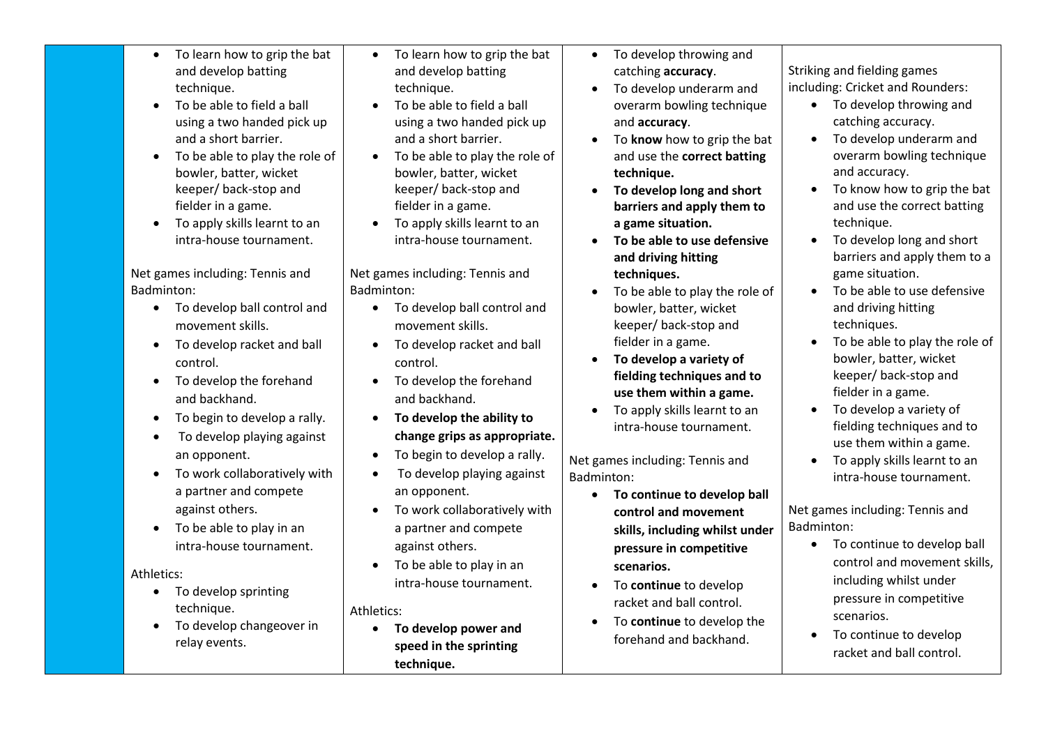| | | | | |
|---|---|---|---|---|
| | • To learn how to grip the bat and develop batting technique.<br>• To be able to field a ball using a two handed pick up and a short barrier.<br>• To be able to play the role of bowler, batter, wicket keeper/ back-stop and fielder in a game.<br>• To apply skills learnt to an intra-house tournament.<br><br>Net games including: Tennis and Badminton:<br>• To develop ball control and movement skills.<br>• To develop racket and ball control.<br>• To develop the forehand and backhand.<br>• To begin to develop a rally.<br>• To develop playing against an opponent.<br>• To work collaboratively with a partner and compete against others.<br>• To be able to play in an intra-house tournament.<br><br>Athletics:<br>• To develop sprinting technique.<br>• To develop changeover in relay events. | • To learn how to grip the bat and develop batting technique.<br>• To be able to field a ball using a two handed pick up and a short barrier.<br>• To be able to play the role of bowler, batter, wicket keeper/ back-stop and fielder in a game.<br>• To apply skills learnt to an intra-house tournament.<br><br>Net games including: Tennis and Badminton:<br>• To develop ball control and movement skills.<br>• To develop racket and ball control.<br>• To develop the forehand and backhand.<br>• **To develop the ability to change grips as appropriate.**<br>• To begin to develop a rally.<br>• To develop playing against an opponent.<br>• To work collaboratively with a partner and compete against others.<br>• To be able to play in an intra-house tournament.<br><br>Athletics:<br>• **To develop power and speed in the sprinting technique.** | • To develop throwing and catching **accuracy**.<br>• To develop underarm and overarm bowling technique and **accuracy**.<br>• To **know** how to grip the bat and use the **correct batting technique.**<br>• **To develop long and short barriers and apply them to a game situation.**<br>• **To be able to use defensive and driving hitting techniques.**<br>• To be able to play the role of bowler, batter, wicket keeper/ back-stop and fielder in a game.<br>• **To develop a variety of fielding techniques and to use them within a game.**<br>• To apply skills learnt to an intra-house tournament.<br><br>Net games including: Tennis and Badminton:<br>• **To continue to develop ball control and movement skills, including whilst under pressure in competitive scenarios.**<br>• To **continue** to develop racket and ball control.<br>• To **continue** to develop the forehand and backhand. | Striking and fielding games including: Cricket and Rounders:<br>• To develop throwing and catching accuracy.<br>• To develop underarm and overarm bowling technique and accuracy.<br>• To know how to grip the bat and use the correct batting technique.<br>• To develop long and short barriers and apply them to a game situation.<br>• To be able to use defensive and driving hitting techniques.<br>• To be able to play the role of bowler, batter, wicket keeper/ back-stop and fielder in a game.<br>• To develop a variety of fielding techniques and to use them within a game.<br>• To apply skills learnt to an intra-house tournament.<br><br>Net games including: Tennis and Badminton:<br>• To continue to develop ball control and movement skills, including whilst under pressure in competitive scenarios.<br>• To continue to develop racket and ball control. |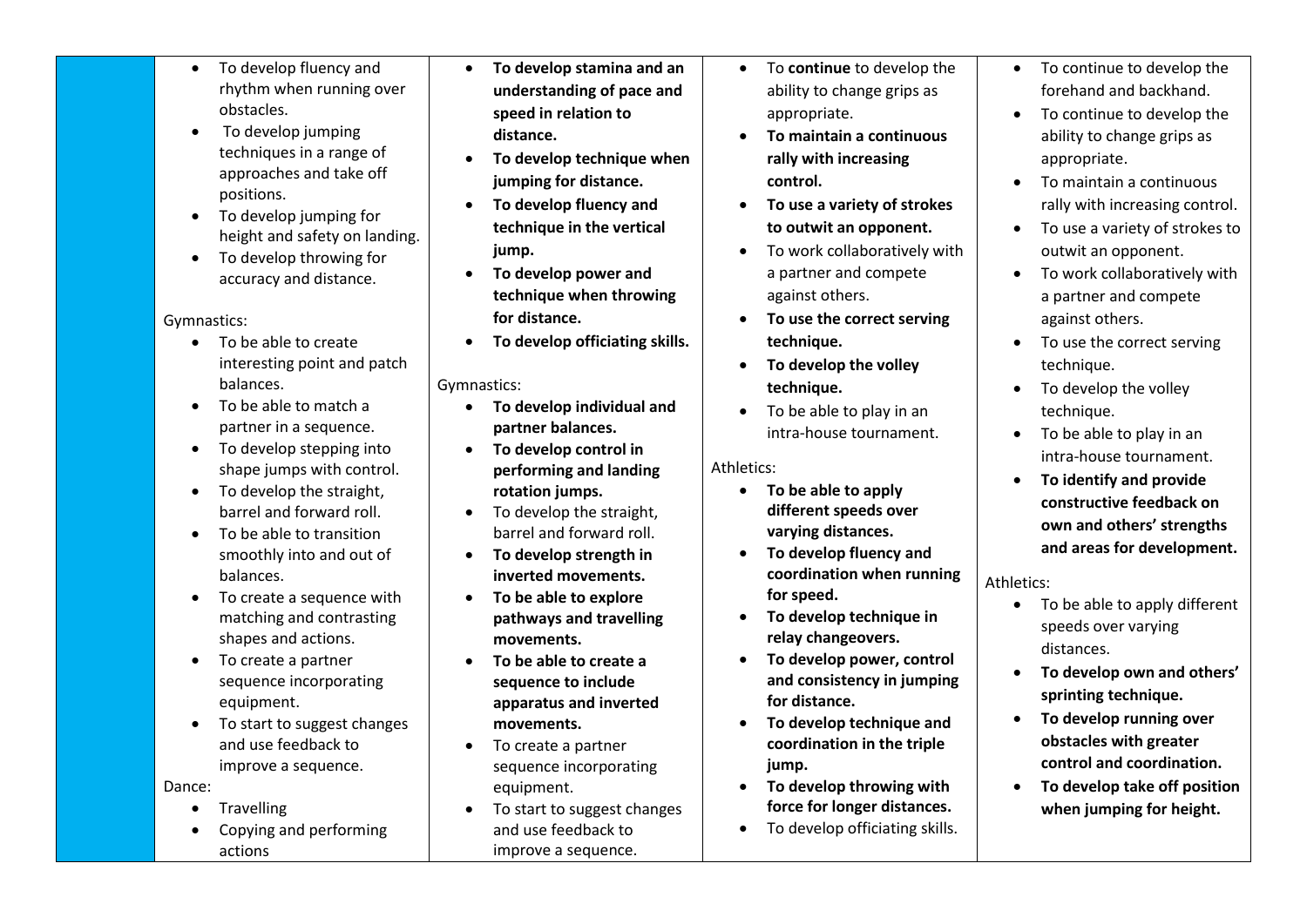| | | | | |
|---|---|---|---|---|
| | • To develop fluency and rhythm when running over obstacles.<br>• To develop jumping techniques in a range of approaches and take off positions.<br>• To develop jumping for height and safety on landing.<br>• To develop throwing for accuracy and distance.<br><br>Gymnastics:<br>• To be able to create interesting point and patch balances.<br>• To be able to match a partner in a sequence.<br>• To develop stepping into shape jumps with control.<br>• To develop the straight, barrel and forward roll.<br>• To be able to transition smoothly into and out of balances.<br>• To create a sequence with matching and contrasting shapes and actions.<br>• To create a partner sequence incorporating equipment.<br>• To start to suggest changes and use feedback to improve a sequence.<br>Dance:<br>• Travelling<br>• Copying and performing actions | • **To develop stamina and an understanding of pace and speed in relation to distance.**<br>• **To develop technique when jumping for distance.**<br>• **To develop fluency and technique in the vertical jump.**<br>• **To develop power and technique when throwing for distance.**<br>• **To develop officiating skills.**<br><br>Gymnastics:<br>• **To develop individual and partner balances.**<br>• **To develop control in performing and landing rotation jumps.**<br>• To develop the straight, barrel and forward roll.<br>• **To develop strength in inverted movements.**<br>• **To be able to explore pathways and travelling movements.**<br>• **To be able to create a sequence to include apparatus and inverted movements.**<br>• To create a partner sequence incorporating equipment.<br>• To start to suggest changes and use feedback to improve a sequence. | • To **continue** to develop the ability to change grips as appropriate.<br>• **To maintain a continuous rally with increasing control.**<br>• **To use a variety of strokes to outwit an opponent.**<br>• To work collaboratively with a partner and compete against others.<br>• **To use the correct serving technique.**<br>• **To develop the volley technique.**<br>• To be able to play in an intra-house tournament.<br><br>Athletics:<br>• **To be able to apply different speeds over varying distances.**<br>• **To develop fluency and coordination when running for speed.**<br>• **To develop technique in relay changeovers.**<br>• **To develop power, control and consistency in jumping for distance.**<br>• **To develop technique and coordination in the triple jump.**<br>• **To develop throwing with force for longer distances.**<br>• To develop officiating skills. | • To continue to develop the forehand and backhand.<br>• To continue to develop the ability to change grips as appropriate.<br>• To maintain a continuous rally with increasing control.<br>• To use a variety of strokes to outwit an opponent.<br>• To work collaboratively with a partner and compete against others.<br>• To use the correct serving technique.<br>• To develop the volley technique.<br>• To be able to play in an intra-house tournament.<br>• **To identify and provide constructive feedback on own and others' strengths and areas for development.**<br><br>Athletics:<br>• To be able to apply different speeds over varying distances.<br>• **To develop own and others' sprinting technique.**<br>• **To develop running over obstacles with greater control and coordination.**<br>• **To develop take off position when jumping for height.** |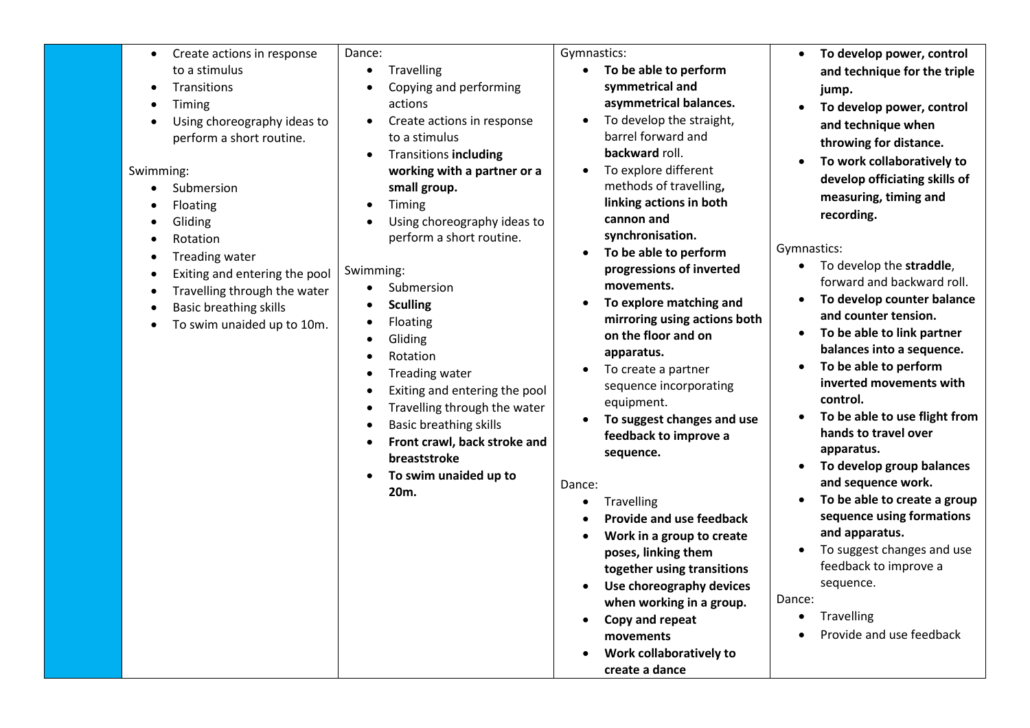| | | | | |
|---|---|---|---|---|
| | • Create actions in response to a stimulus<br>• Transitions<br>• Timing<br>• Using choreography ideas to perform a short routine.<br><br>Swimming:<br>• Submersion<br>• Floating<br>• Gliding<br>• Rotation<br>• Treading water<br>• Exiting and entering the pool<br>• Travelling through the water<br>• Basic breathing skills<br>• To swim unaided up to 10m. | Dance:<br>• Travelling<br>• Copying and performing actions<br>• Create actions in response to a stimulus<br>• Transitions **including working with a partner or a small group.**<br>• Timing<br>• Using choreography ideas to perform a short routine.<br><br>Swimming:<br>• Submersion<br>• **Sculling**<br>• Floating<br>• Gliding<br>• Rotation<br>• Treading water<br>• Exiting and entering the pool<br>• Travelling through the water<br>• Basic breathing skills<br>• **Front crawl, back stroke and breaststroke**<br>• **To swim unaided up to 20m.** | Gymnastics:<br>• **To be able to perform symmetrical and asymmetrical balances.**<br>• To develop the straight, barrel forward and **backward** roll.<br>• To explore different methods of travelling**, linking actions in both cannon and synchronisation.**<br>• **To be able to perform progressions of inverted movements.**<br>• **To explore matching and mirroring using actions both on the floor and on apparatus.**<br>• To create a partner sequence incorporating equipment.<br>• **To suggest changes and use feedback to improve a sequence.**<br><br>Dance:<br>• Travelling<br>• **Provide and use feedback**<br>• **Work in a group to create poses, linking them together using transitions**<br>• **Use choreography devices when working in a group.**<br>• **Copy and repeat movements**<br>• **Work collaboratively to create a dance** | • **To develop power, control and technique for the triple jump.**<br>• **To develop power, control and technique when throwing for distance.**<br>• **To work collaboratively to develop officiating skills of measuring, timing and recording.**<br><br>Gymnastics:<br>• To develop the **straddle**, forward and backward roll.<br>• **To develop counter balance and counter tension.**<br>• **To be able to link partner balances into a sequence.**<br>• **To be able to perform inverted movements with control.**<br>• **To be able to use flight from hands to travel over apparatus.**<br>• **To develop group balances and sequence work.**<br>• **To be able to create a group sequence using formations and apparatus.**<br>• To suggest changes and use feedback to improve a sequence.<br><br>Dance:<br>• Travelling<br>• Provide and use feedback |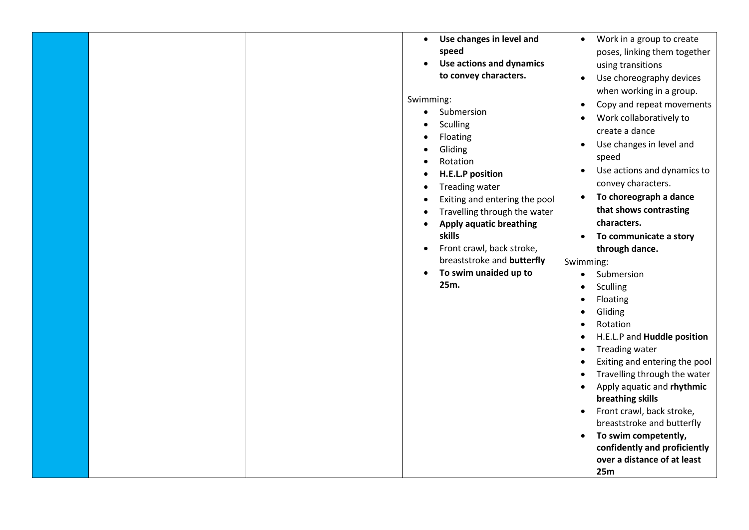| | | | | |
|---|---|---|---|---|
| | | | • **Use changes in level and speed**<br>• **Use actions and dynamics to convey characters.**<br><br>Swimming:<br>• Submersion<br>• Sculling<br>• Floating<br>• Gliding<br>• Rotation<br>• **H.E.L.P position**<br>• Treading water<br>• Exiting and entering the pool<br>• Travelling through the water<br>• **Apply aquatic breathing skills**<br>• Front crawl, back stroke, breaststroke and **butterfly**<br>• **To swim unaided up to 25m.** | • Work in a group to create poses, linking them together using transitions<br>• Use choreography devices when working in a group.<br>• Copy and repeat movements<br>• Work collaboratively to create a dance<br>• Use changes in level and speed<br>• Use actions and dynamics to convey characters.<br>• **To choreograph a dance that shows contrasting characters.**<br>• **To communicate a story through dance.**<br>Swimming:<br>• Submersion<br>• Sculling<br>• Floating<br>• Gliding<br>• Rotation<br>• H.E.L.P and **Huddle position**<br>• Treading water<br>• Exiting and entering the pool<br>• Travelling through the water<br>• Apply aquatic and **rhythmic breathing skills**<br>• Front crawl, back stroke, breaststroke and butterfly<br>• **To swim competently, confidently and proficiently over a distance of at least 25m** |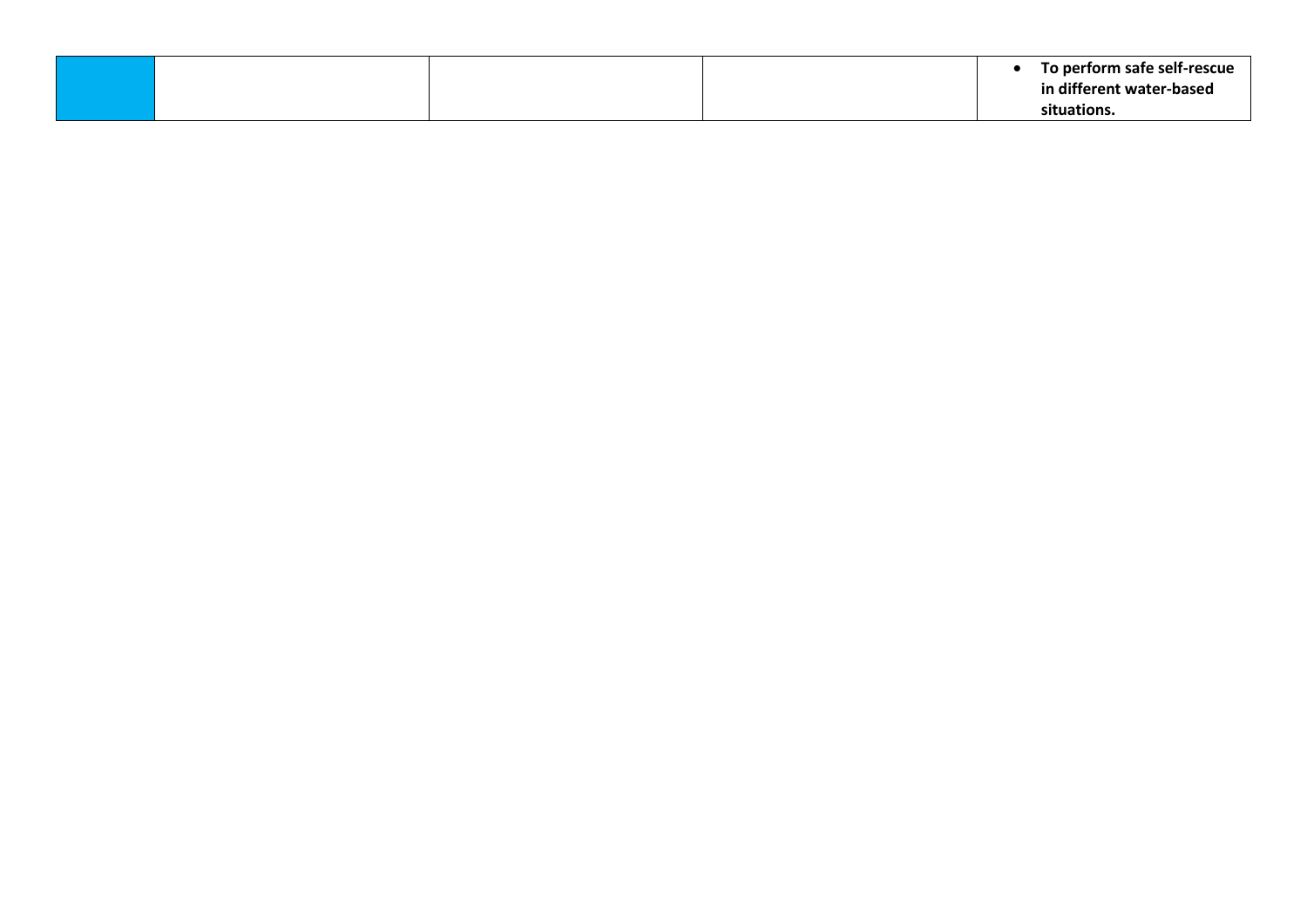| | | | | |
|---|---|---|---|---|
| | | | | • **To perform safe self-rescue in different water-based situations.** |